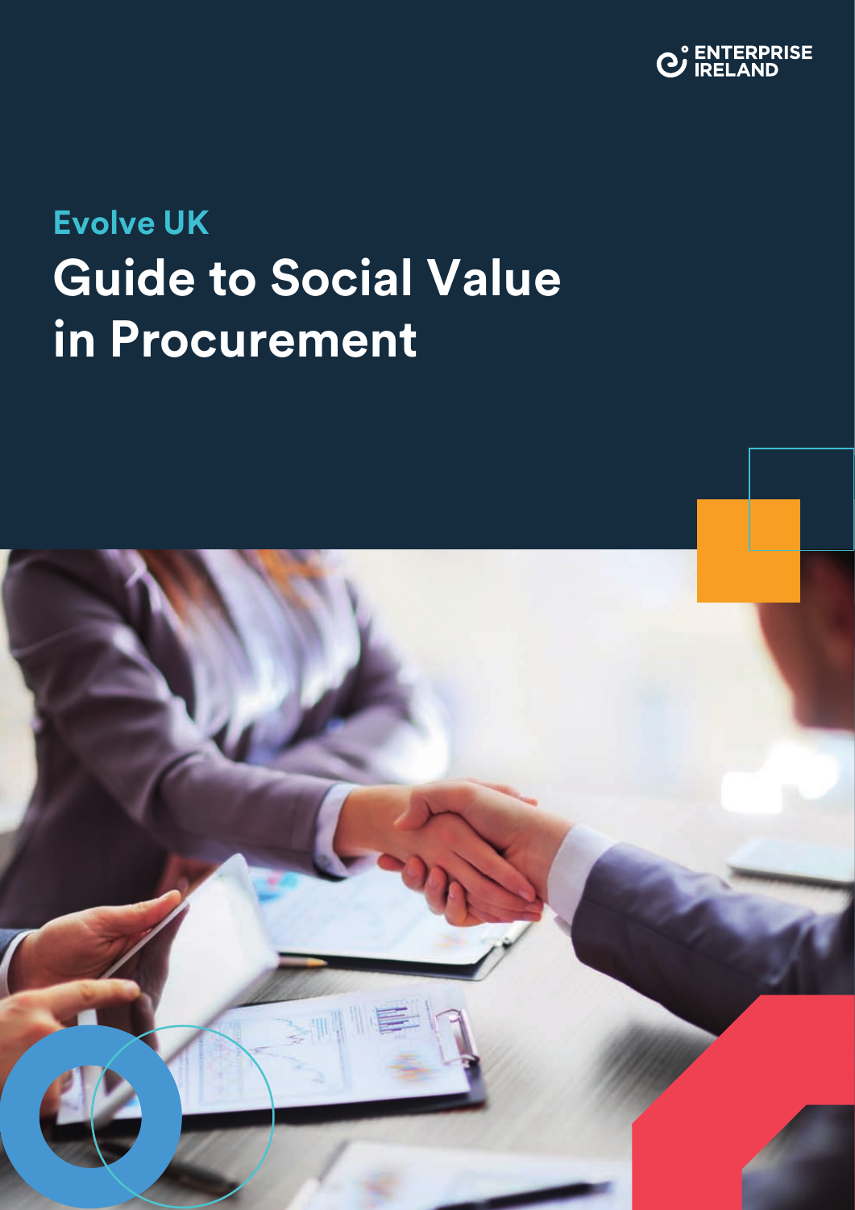ENTERPRISE IRELAND

## Evolve UK

# Guide to Social Value in Procurement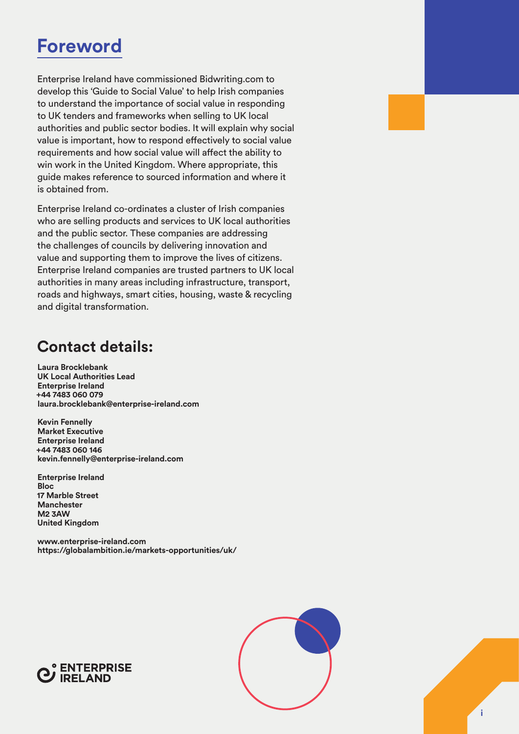# Foreword

Enterprise Ireland have commissioned Bidwriting.com to develop this 'Guide to Social Value' to help Irish companies to understand the importance of social value in responding to UK tenders and frameworks when selling to UK local authorities and public sector bodies. It will explain why social value is important, how to respond effectively to social value requirements and how social value will affect the ability to win work in the United Kingdom. Where appropriate, this guide makes reference to sourced information and where it is obtained from.

Enterprise Ireland co-ordinates a cluster of Irish companies who are selling products and services to UK local authorities and the public sector. These companies are addressing the challenges of councils by delivering innovation and value and supporting them to improve the lives of citizens. Enterprise Ireland companies are trusted partners to UK local authorities in many areas including infrastructure, transport, roads and highways, smart cities, housing, waste & recycling and digital transformation.

## Contact details:

**Laura Brocklebank**
**UK Local Authorities Lead**
**Enterprise Ireland**
**+44 7483 060 079**
**laura.brocklebank@enterprise-ireland.com**

**Kevin Fennelly**
**Market Executive**
**Enterprise Ireland**
**+44 7483 060 146**
**kevin.fennelly@enterprise-ireland.com**

**Enterprise Ireland**
**Bloc**
**17 Marble Street**
**Manchester**
**M2 3AW**
**United Kingdom**

**www.enterprise-ireland.com**
**https://globalambition.ie/markets-opportunities/uk/**

ENTERPRISE IRELAND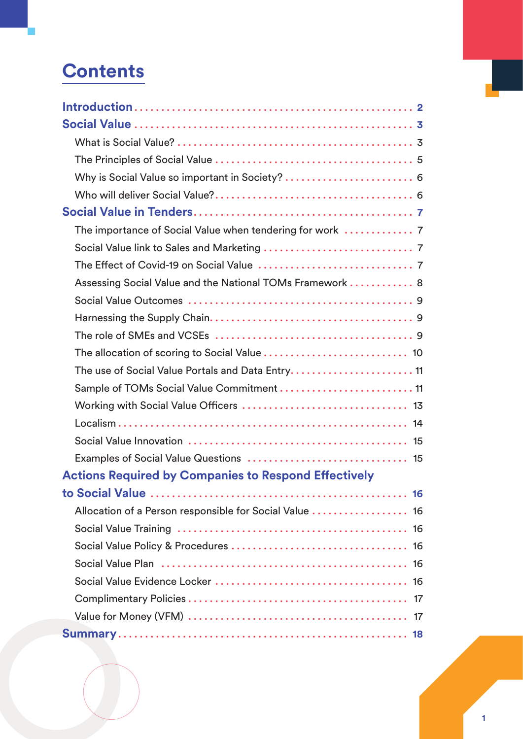# Contents

- **Introduction** ..... 2
- **Social Value** ..... 3
  - What is Social Value? ..... 3
  - The Principles of Social Value ..... 5
  - Why is Social Value so important in Society? ..... 6
  - Who will deliver Social Value? ..... 6
- **Social Value in Tenders** ..... 7
  - The importance of Social Value when tendering for work ..... 7
  - Social Value link to Sales and Marketing ..... 7
  - The Effect of Covid-19 on Social Value ..... 7
  - Assessing Social Value and the National TOMs Framework ..... 8
  - Social Value Outcomes ..... 9
  - Harnessing the Supply Chain ..... 9
  - The role of SMEs and VCSEs ..... 9
  - The allocation of scoring to Social Value ..... 10
  - The use of Social Value Portals and Data Entry ..... 11
  - Sample of TOMs Social Value Commitment ..... 11
  - Working with Social Value Officers ..... 13
  - Localism ..... 14
  - Social Value Innovation ..... 15
  - Examples of Social Value Questions ..... 15
- **Actions Required by Companies to Respond Effectively to Social Value** ..... 16
  - Allocation of a Person responsible for Social Value ..... 16
  - Social Value Training ..... 16
  - Social Value Policy & Procedures ..... 16
  - Social Value Plan ..... 16
  - Social Value Evidence Locker ..... 16
  - Complimentary Policies ..... 17
  - Value for Money (VFM) ..... 17
- **Summary** ..... 18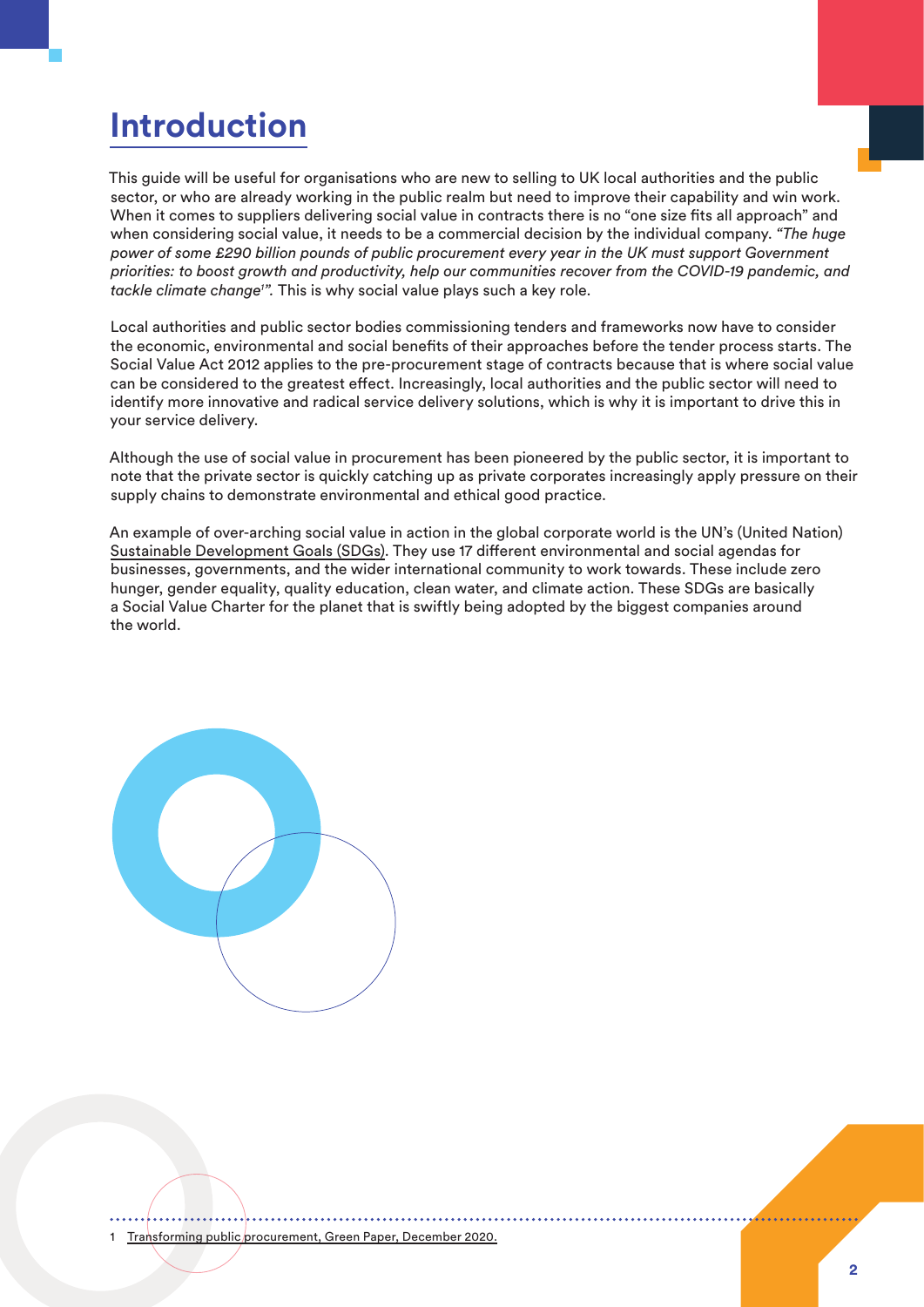# Introduction

This guide will be useful for organisations who are new to selling to UK local authorities and the public sector, or who are already working in the public realm but need to improve their capability and win work. When it comes to suppliers delivering social value in contracts there is no "one size fits all approach" and when considering social value, it needs to be a commercial decision by the individual company. *"The huge power of some £290 billion pounds of public procurement every year in the UK must support Government priorities: to boost growth and productivity, help our communities recover from the COVID-19 pandemic, and tackle climate change[1]".* This is why social value plays such a key role.

Local authorities and public sector bodies commissioning tenders and frameworks now have to consider the economic, environmental and social benefits of their approaches before the tender process starts. The Social Value Act 2012 applies to the pre-procurement stage of contracts because that is where social value can be considered to the greatest effect. Increasingly, local authorities and the public sector will need to identify more innovative and radical service delivery solutions, which is why it is important to drive this in your service delivery.

Although the use of social value in procurement has been pioneered by the public sector, it is important to note that the private sector is quickly catching up as private corporates increasingly apply pressure on their supply chains to demonstrate environmental and ethical good practice.

An example of over-arching social value in action in the global corporate world is the UN's (United Nation) Sustainable Development Goals (SDGs). They use 17 different environmental and social agendas for businesses, governments, and the wider international community to work towards. These include zero hunger, gender equality, quality education, clean water, and climate action. These SDGs are basically a Social Value Charter for the planet that is swiftly being adopted by the biggest companies around the world.

---

1 Transforming public procurement, Green Paper, December 2020.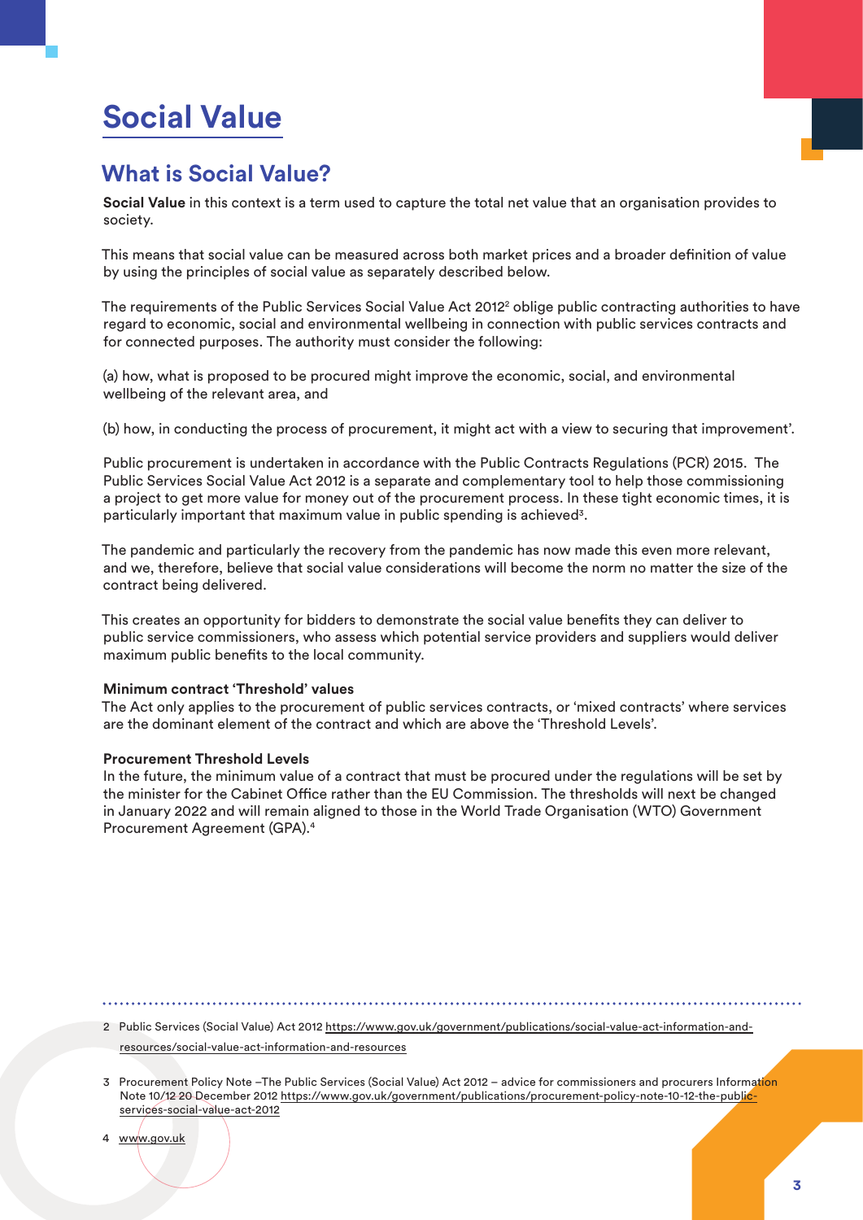# Social Value

## What is Social Value?

**Social Value** in this context is a term used to capture the total net value that an organisation provides to society.

This means that social value can be measured across both market prices and a broader definition of value by using the principles of social value as separately described below.

The requirements of the Public Services Social Value Act 2012[2] oblige public contracting authorities to have regard to economic, social and environmental wellbeing in connection with public services contracts and for connected purposes. The authority must consider the following:

(a) how, what is proposed to be procured might improve the economic, social, and environmental wellbeing of the relevant area, and

(b) how, in conducting the process of procurement, it might act with a view to securing that improvement'.

Public procurement is undertaken in accordance with the Public Contracts Regulations (PCR) 2015. The Public Services Social Value Act 2012 is a separate and complementary tool to help those commissioning a project to get more value for money out of the procurement process. In these tight economic times, it is particularly important that maximum value in public spending is achieved[3].

The pandemic and particularly the recovery from the pandemic has now made this even more relevant, and we, therefore, believe that social value considerations will become the norm no matter the size of the contract being delivered.

This creates an opportunity for bidders to demonstrate the social value benefits they can deliver to public service commissioners, who assess which potential service providers and suppliers would deliver maximum public benefits to the local community.

**Minimum contract 'Threshold' values**
The Act only applies to the procurement of public services contracts, or 'mixed contracts' where services are the dominant element of the contract and which are above the 'Threshold Levels'.

**Procurement Threshold Levels**
In the future, the minimum value of a contract that must be procured under the regulations will be set by the minister for the Cabinet Office rather than the EU Commission. The thresholds will next be changed in January 2022 and will remain aligned to those in the World Trade Organisation (WTO) Government Procurement Agreement (GPA).[4]

---

2 Public Services (Social Value) Act 2012 https://www.gov.uk/government/publications/social-value-act-information-and-resources/social-value-act-information-and-resources

3 Procurement Policy Note –The Public Services (Social Value) Act 2012 – advice for commissioners and procurers Information Note 10/12 20 December 2012 https://www.gov.uk/government/publications/procurement-policy-note-10-12-the-public-services-social-value-act-2012

4 www.gov.uk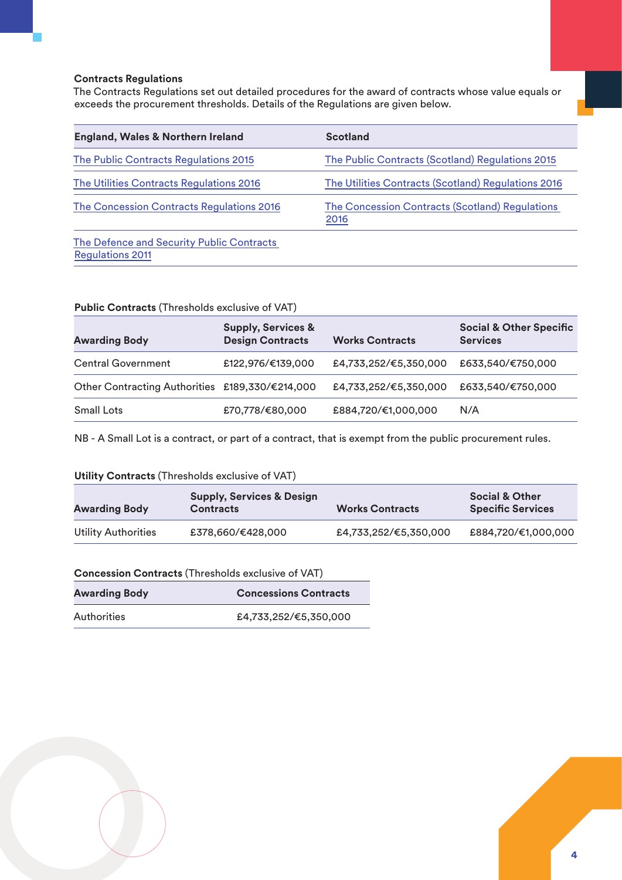### Contracts Regulations

The Contracts Regulations set out detailed procedures for the award of contracts whose value equals or exceeds the procurement thresholds. Details of the Regulations are given below.

| England, Wales & Northern Ireland | Scotland |
|---|---|
| The Public Contracts Regulations 2015 | The Public Contracts (Scotland) Regulations 2015 |
| The Utilities Contracts Regulations 2016 | The Utilities Contracts (Scotland) Regulations 2016 |
| The Concession Contracts Regulations 2016 | The Concession Contracts (Scotland) Regulations 2016 |
| The Defence and Security Public Contracts Regulations 2011 | |

**Public Contracts** (Thresholds exclusive of VAT)

| Awarding Body | Supply, Services & Design Contracts | Works Contracts | Social & Other Specific Services |
|---|---|---|---|
| Central Government | £122,976/€139,000 | £4,733,252/€5,350,000 | £633,540/€750,000 |
| Other Contracting Authorities | £189,330/€214,000 | £4,733,252/€5,350,000 | £633,540/€750,000 |
| Small Lots | £70,778/€80,000 | £884,720/€1,000,000 | N/A |

NB - A Small Lot is a contract, or part of a contract, that is exempt from the public procurement rules.

**Utility Contracts** (Thresholds exclusive of VAT)

| Awarding Body | Supply, Services & Design Contracts | Works Contracts | Social & Other Specific Services |
|---|---|---|---|
| Utility Authorities | £378,660/€428,000 | £4,733,252/€5,350,000 | £884,720/€1,000,000 |

**Concession Contracts** (Thresholds exclusive of VAT)

| Awarding Body | Concessions Contracts |
|---|---|
| Authorities | £4,733,252/€5,350,000 |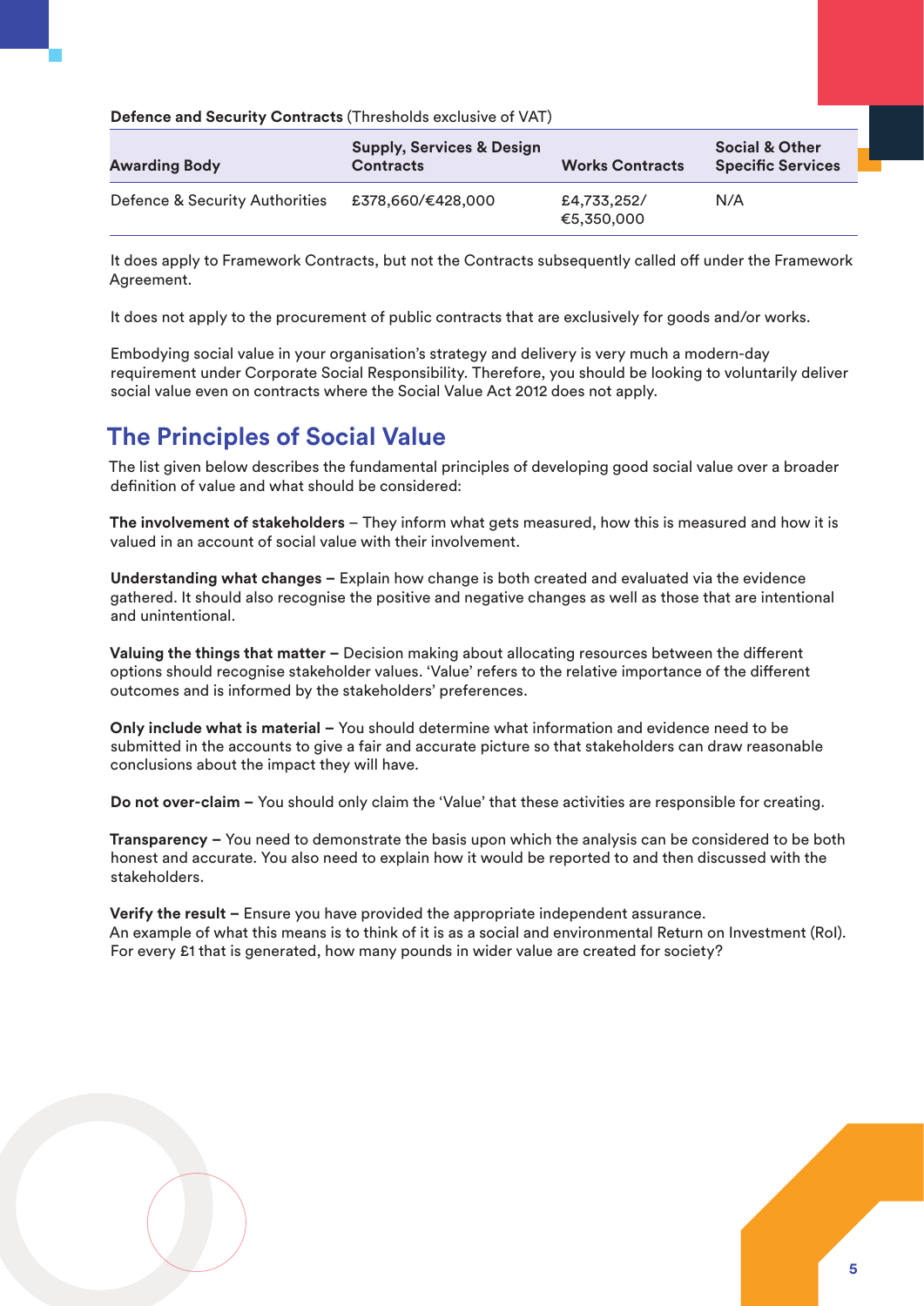**Defence and Security Contracts** (Thresholds exclusive of VAT)

| Awarding Body | Supply, Services & Design Contracts | Works Contracts | Social & Other Specific Services |
|---|---|---|---|
| Defence & Security Authorities | £378,660/€428,000 | £4,733,252/ €5,350,000 | N/A |

It does apply to Framework Contracts, but not the Contracts subsequently called off under the Framework Agreement.

It does not apply to the procurement of public contracts that are exclusively for goods and/or works.

Embodying social value in your organisation's strategy and delivery is very much a modern-day requirement under Corporate Social Responsibility. Therefore, you should be looking to voluntarily deliver social value even on contracts where the Social Value Act 2012 does not apply.

## The Principles of Social Value

The list given below describes the fundamental principles of developing good social value over a broader definition of value and what should be considered:

**The involvement of stakeholders** – They inform what gets measured, how this is measured and how it is valued in an account of social value with their involvement.

**Understanding what changes –** Explain how change is both created and evaluated via the evidence gathered. It should also recognise the positive and negative changes as well as those that are intentional and unintentional.

**Valuing the things that matter –** Decision making about allocating resources between the different options should recognise stakeholder values. 'Value' refers to the relative importance of the different outcomes and is informed by the stakeholders' preferences.

**Only include what is material –** You should determine what information and evidence need to be submitted in the accounts to give a fair and accurate picture so that stakeholders can draw reasonable conclusions about the impact they will have.

**Do not over-claim –** You should only claim the 'Value' that these activities are responsible for creating.

**Transparency –** You need to demonstrate the basis upon which the analysis can be considered to be both honest and accurate. You also need to explain how it would be reported to and then discussed with the stakeholders.

**Verify the result –** Ensure you have provided the appropriate independent assurance.
An example of what this means is to think of it is as a social and environmental Return on Investment (RoI). For every £1 that is generated, how many pounds in wider value are created for society?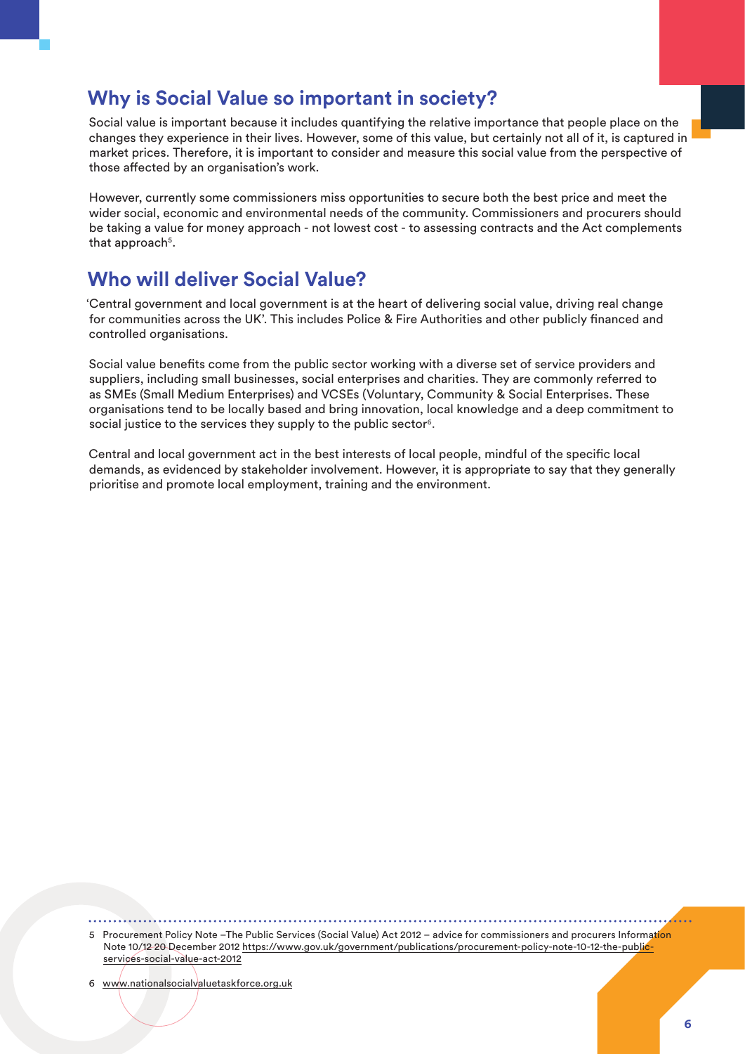## Why is Social Value so important in society?

Social value is important because it includes quantifying the relative importance that people place on the changes they experience in their lives. However, some of this value, but certainly not all of it, is captured in market prices. Therefore, it is important to consider and measure this social value from the perspective of those affected by an organisation's work.

However, currently some commissioners miss opportunities to secure both the best price and meet the wider social, economic and environmental needs of the community. Commissioners and procurers should be taking a value for money approach - not lowest cost - to assessing contracts and the Act complements that approach[5].

## Who will deliver Social Value?

'Central government and local government is at the heart of delivering social value, driving real change for communities across the UK'. This includes Police & Fire Authorities and other publicly financed and controlled organisations.

Social value benefits come from the public sector working with a diverse set of service providers and suppliers, including small businesses, social enterprises and charities. They are commonly referred to as SMEs (Small Medium Enterprises) and VCSEs (Voluntary, Community & Social Enterprises. These organisations tend to be locally based and bring innovation, local knowledge and a deep commitment to social justice to the services they supply to the public sector[6].

Central and local government act in the best interests of local people, mindful of the specific local demands, as evidenced by stakeholder involvement. However, it is appropriate to say that they generally prioritise and promote local employment, training and the environment.

---

5 Procurement Policy Note –The Public Services (Social Value) Act 2012 – advice for commissioners and procurers Information Note 10/12 20 December 2012 https://www.gov.uk/government/publications/procurement-policy-note-10-12-the-public-services-social-value-act-2012

6 www.nationalsocialvaluetaskforce.org.uk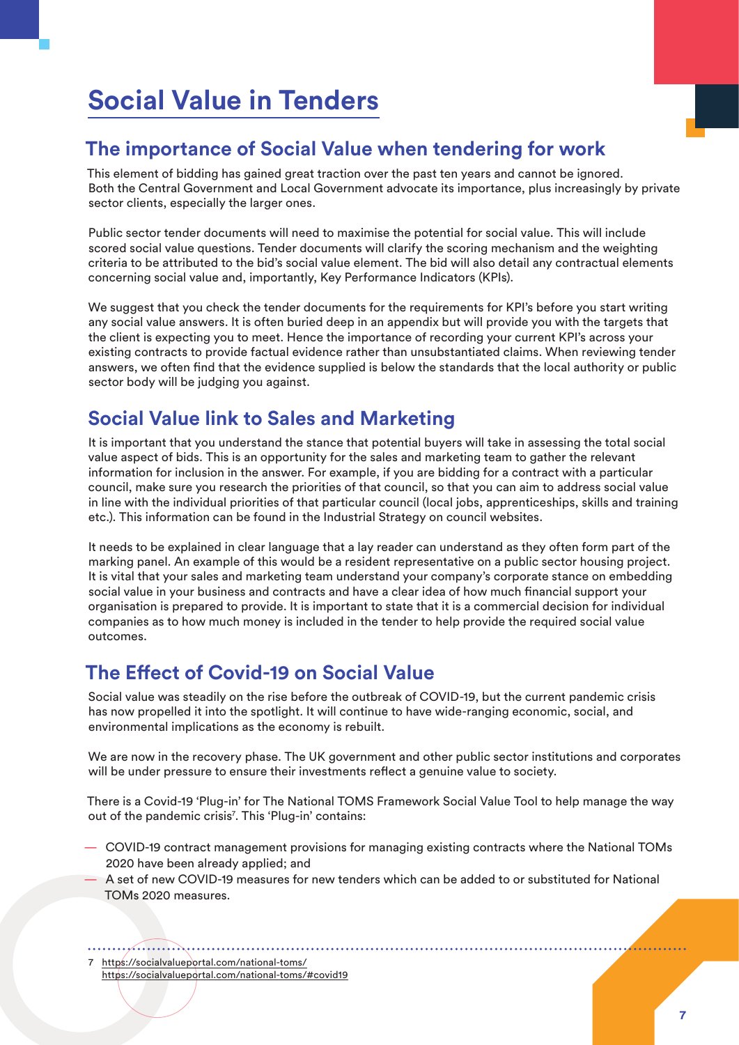# Social Value in Tenders

## The importance of Social Value when tendering for work

This element of bidding has gained great traction over the past ten years and cannot be ignored. Both the Central Government and Local Government advocate its importance, plus increasingly by private sector clients, especially the larger ones.

Public sector tender documents will need to maximise the potential for social value. This will include scored social value questions. Tender documents will clarify the scoring mechanism and the weighting criteria to be attributed to the bid's social value element. The bid will also detail any contractual elements concerning social value and, importantly, Key Performance Indicators (KPIs).

We suggest that you check the tender documents for the requirements for KPI's before you start writing any social value answers. It is often buried deep in an appendix but will provide you with the targets that the client is expecting you to meet. Hence the importance of recording your current KPI's across your existing contracts to provide factual evidence rather than unsubstantiated claims. When reviewing tender answers, we often find that the evidence supplied is below the standards that the local authority or public sector body will be judging you against.

## Social Value link to Sales and Marketing

It is important that you understand the stance that potential buyers will take in assessing the total social value aspect of bids. This is an opportunity for the sales and marketing team to gather the relevant information for inclusion in the answer. For example, if you are bidding for a contract with a particular council, make sure you research the priorities of that council, so that you can aim to address social value in line with the individual priorities of that particular council (local jobs, apprenticeships, skills and training etc.). This information can be found in the Industrial Strategy on council websites.

It needs to be explained in clear language that a lay reader can understand as they often form part of the marking panel. An example of this would be a resident representative on a public sector housing project. It is vital that your sales and marketing team understand your company's corporate stance on embedding social value in your business and contracts and have a clear idea of how much financial support your organisation is prepared to provide. It is important to state that it is a commercial decision for individual companies as to how much money is included in the tender to help provide the required social value outcomes.

## The Effect of Covid-19 on Social Value

Social value was steadily on the rise before the outbreak of COVID-19, but the current pandemic crisis has now propelled it into the spotlight. It will continue to have wide-ranging economic, social, and environmental implications as the economy is rebuilt.

We are now in the recovery phase. The UK government and other public sector institutions and corporates will be under pressure to ensure their investments reflect a genuine value to society.

There is a Covid-19 'Plug-in' for The National TOMS Framework Social Value Tool to help manage the way out of the pandemic crisis[7]. This 'Plug-in' contains:

- COVID-19 contract management provisions for managing existing contracts where the National TOMs 2020 have been already applied; and
- A set of new COVID-19 measures for new tenders which can be added to or substituted for National TOMs 2020 measures.

---

7 https://socialvalueportal.com/national-toms/
https://socialvalueportal.com/national-toms/#covid19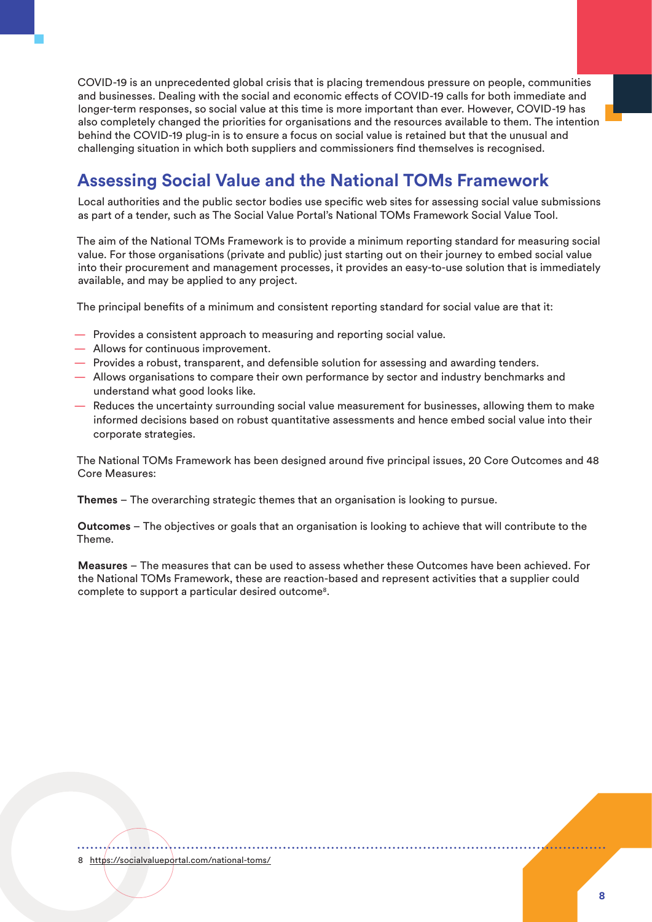COVID-19 is an unprecedented global crisis that is placing tremendous pressure on people, communities and businesses. Dealing with the social and economic effects of COVID-19 calls for both immediate and longer-term responses, so social value at this time is more important than ever. However, COVID-19 has also completely changed the priorities for organisations and the resources available to them. The intention behind the COVID-19 plug-in is to ensure a focus on social value is retained but that the unusual and challenging situation in which both suppliers and commissioners find themselves is recognised.

## Assessing Social Value and the National TOMs Framework

Local authorities and the public sector bodies use specific web sites for assessing social value submissions as part of a tender, such as The Social Value Portal's National TOMs Framework Social Value Tool.

The aim of the National TOMs Framework is to provide a minimum reporting standard for measuring social value. For those organisations (private and public) just starting out on their journey to embed social value into their procurement and management processes, it provides an easy-to-use solution that is immediately available, and may be applied to any project.

The principal benefits of a minimum and consistent reporting standard for social value are that it:

- Provides a consistent approach to measuring and reporting social value.
- Allows for continuous improvement.
- Provides a robust, transparent, and defensible solution for assessing and awarding tenders.
- Allows organisations to compare their own performance by sector and industry benchmarks and understand what good looks like.
- Reduces the uncertainty surrounding social value measurement for businesses, allowing them to make informed decisions based on robust quantitative assessments and hence embed social value into their corporate strategies.

The National TOMs Framework has been designed around five principal issues, 20 Core Outcomes and 48 Core Measures:

**Themes** – The overarching strategic themes that an organisation is looking to pursue.

**Outcomes** – The objectives or goals that an organisation is looking to achieve that will contribute to the Theme.

**Measures** – The measures that can be used to assess whether these Outcomes have been achieved. For the National TOMs Framework, these are reaction-based and represent activities that a supplier could complete to support a particular desired outcome[8].

8 https://socialvalueportal.com/national-toms/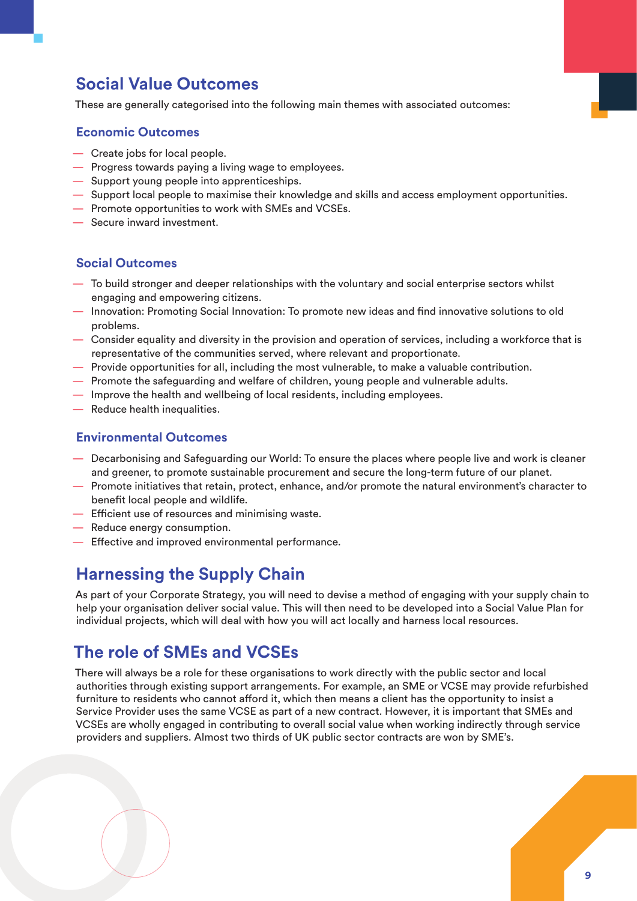## Social Value Outcomes

These are generally categorised into the following main themes with associated outcomes:

### Economic Outcomes

- Create jobs for local people.
- Progress towards paying a living wage to employees.
- Support young people into apprenticeships.
- Support local people to maximise their knowledge and skills and access employment opportunities.
- Promote opportunities to work with SMEs and VCSEs.
- Secure inward investment.

### Social Outcomes

- To build stronger and deeper relationships with the voluntary and social enterprise sectors whilst engaging and empowering citizens.
- Innovation: Promoting Social Innovation: To promote new ideas and find innovative solutions to old problems.
- Consider equality and diversity in the provision and operation of services, including a workforce that is representative of the communities served, where relevant and proportionate.
- Provide opportunities for all, including the most vulnerable, to make a valuable contribution.
- Promote the safeguarding and welfare of children, young people and vulnerable adults.
- Improve the health and wellbeing of local residents, including employees.
- Reduce health inequalities.

### Environmental Outcomes

- Decarbonising and Safeguarding our World: To ensure the places where people live and work is cleaner and greener, to promote sustainable procurement and secure the long-term future of our planet.
- Promote initiatives that retain, protect, enhance, and/or promote the natural environment's character to benefit local people and wildlife.
- Efficient use of resources and minimising waste.
- Reduce energy consumption.
- Effective and improved environmental performance.

## Harnessing the Supply Chain

As part of your Corporate Strategy, you will need to devise a method of engaging with your supply chain to help your organisation deliver social value. This will then need to be developed into a Social Value Plan for individual projects, which will deal with how you will act locally and harness local resources.

## The role of SMEs and VCSEs

There will always be a role for these organisations to work directly with the public sector and local authorities through existing support arrangements. For example, an SME or VCSE may provide refurbished furniture to residents who cannot afford it, which then means a client has the opportunity to insist a Service Provider uses the same VCSE as part of a new contract. However, it is important that SMEs and VCSEs are wholly engaged in contributing to overall social value when working indirectly through service providers and suppliers. Almost two thirds of UK public sector contracts are won by SME's.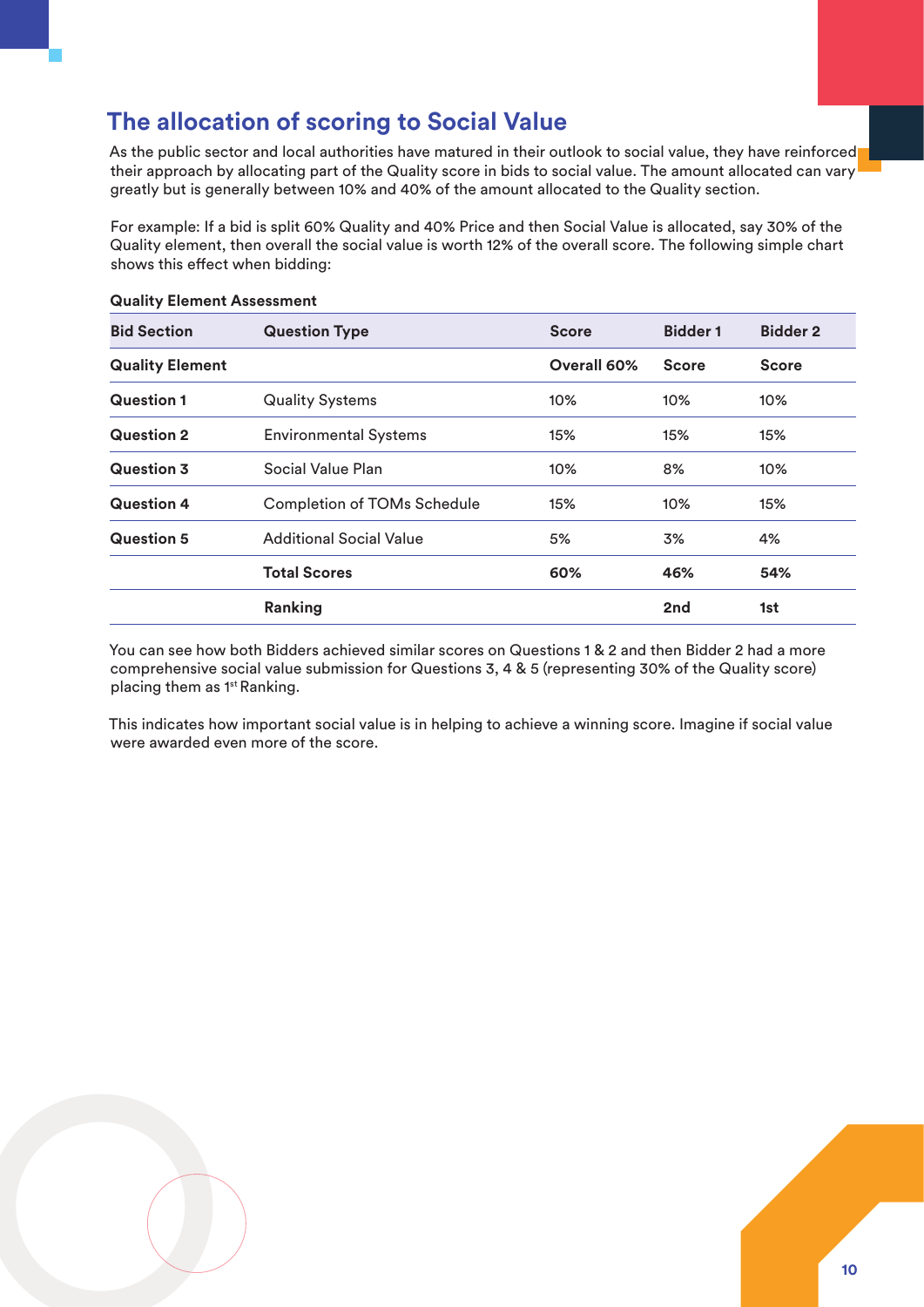## The allocation of scoring to Social Value

As the public sector and local authorities have matured in their outlook to social value, they have reinforced their approach by allocating part of the Quality score in bids to social value. The amount allocated can vary greatly but is generally between 10% and 40% of the amount allocated to the Quality section.

For example: If a bid is split 60% Quality and 40% Price and then Social Value is allocated, say 30% of the Quality element, then overall the social value is worth 12% of the overall score. The following simple chart shows this effect when bidding:

**Quality Element Assessment**

| Bid Section | Question Type | Score | Bidder 1 | Bidder 2 |
|---|---|---|---|---|
| **Quality Element** | | **Overall 60%** | **Score** | **Score** |
| **Question 1** | Quality Systems | 10% | 10% | 10% |
| **Question 2** | Environmental Systems | 15% | 15% | 15% |
| **Question 3** | Social Value Plan | 10% | 8% | 10% |
| **Question 4** | Completion of TOMs Schedule | 15% | 10% | 15% |
| **Question 5** | Additional Social Value | 5% | 3% | 4% |
| | **Total Scores** | **60%** | **46%** | **54%** |
| | **Ranking** | | **2nd** | **1st** |

You can see how both Bidders achieved similar scores on Questions 1 & 2 and then Bidder 2 had a more comprehensive social value submission for Questions 3, 4 & 5 (representing 30% of the Quality score) placing them as 1st Ranking.

This indicates how important social value is in helping to achieve a winning score. Imagine if social value were awarded even more of the score.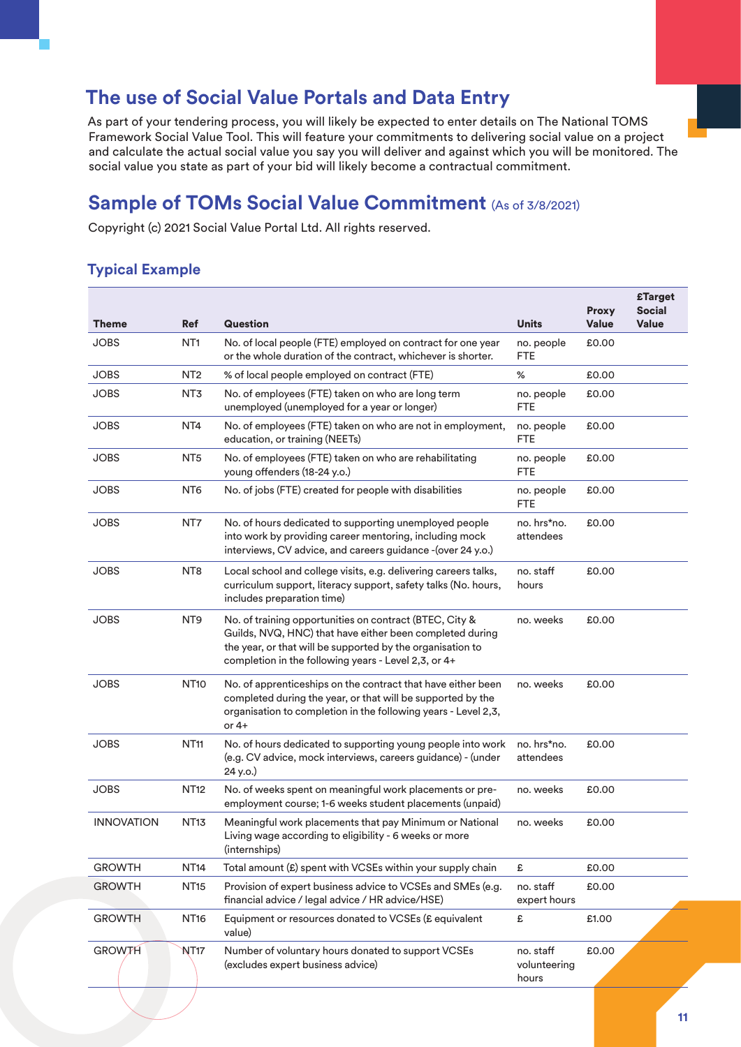## The use of Social Value Portals and Data Entry

As part of your tendering process, you will likely be expected to enter details on The National TOMS Framework Social Value Tool. This will feature your commitments to delivering social value on a project and calculate the actual social value you say you will deliver and against which you will be monitored. The social value you state as part of your bid will likely become a contractual commitment.

## Sample of TOMs Social Value Commitment (As of 3/8/2021)

Copyright (c) 2021 Social Value Portal Ltd. All rights reserved.

### Typical Example

| Theme | Ref | Question | Units | Proxy Value | £Target Social Value |
|---|---|---|---|---|---|
| JOBS | NT1 | No. of local people (FTE) employed on contract for one year or the whole duration of the contract, whichever is shorter. | no. people FTE | £0.00 | |
| JOBS | NT2 | % of local people employed on contract (FTE) | % | £0.00 | |
| JOBS | NT3 | No. of employees (FTE) taken on who are long term unemployed (unemployed for a year or longer) | no. people FTE | £0.00 | |
| JOBS | NT4 | No. of employees (FTE) taken on who are not in employment, education, or training (NEETs) | no. people FTE | £0.00 | |
| JOBS | NT5 | No. of employees (FTE) taken on who are rehabilitating young offenders (18-24 y.o.) | no. people FTE | £0.00 | |
| JOBS | NT6 | No. of jobs (FTE) created for people with disabilities | no. people FTE | £0.00 | |
| JOBS | NT7 | No. of hours dedicated to supporting unemployed people into work by providing career mentoring, including mock interviews, CV advice, and careers guidance -(over 24 y.o.) | no. hrs*no. attendees | £0.00 | |
| JOBS | NT8 | Local school and college visits, e.g. delivering careers talks, curriculum support, literacy support, safety talks (No. hours, includes preparation time) | no. staff hours | £0.00 | |
| JOBS | NT9 | No. of training opportunities on contract (BTEC, City & Guilds, NVQ, HNC) that have either been completed during the year, or that will be supported by the organisation to completion in the following years - Level 2,3, or 4+ | no. weeks | £0.00 | |
| JOBS | NT10 | No. of apprenticeships on the contract that have either been completed during the year, or that will be supported by the organisation to completion in the following years - Level 2,3, or 4+ | no. weeks | £0.00 | |
| JOBS | NT11 | No. of hours dedicated to supporting young people into work (e.g. CV advice, mock interviews, careers guidance) - (under 24 y.o.) | no. hrs*no. attendees | £0.00 | |
| JOBS | NT12 | No. of weeks spent on meaningful work placements or pre-employment course; 1-6 weeks student placements (unpaid) | no. weeks | £0.00 | |
| INNOVATION | NT13 | Meaningful work placements that pay Minimum or National Living wage according to eligibility - 6 weeks or more (internships) | no. weeks | £0.00 | |
| GROWTH | NT14 | Total amount (£) spent with VCSEs within your supply chain | £ | £0.00 | |
| GROWTH | NT15 | Provision of expert business advice to VCSEs and SMEs (e.g. financial advice / legal advice / HR advice/HSE) | no. staff expert hours | £0.00 | |
| GROWTH | NT16 | Equipment or resources donated to VCSEs (£ equivalent value) | £ | £1.00 | |
| GROWTH | NT17 | Number of voluntary hours donated to support VCSEs (excludes expert business advice) | no. staff volunteering hours | £0.00 | |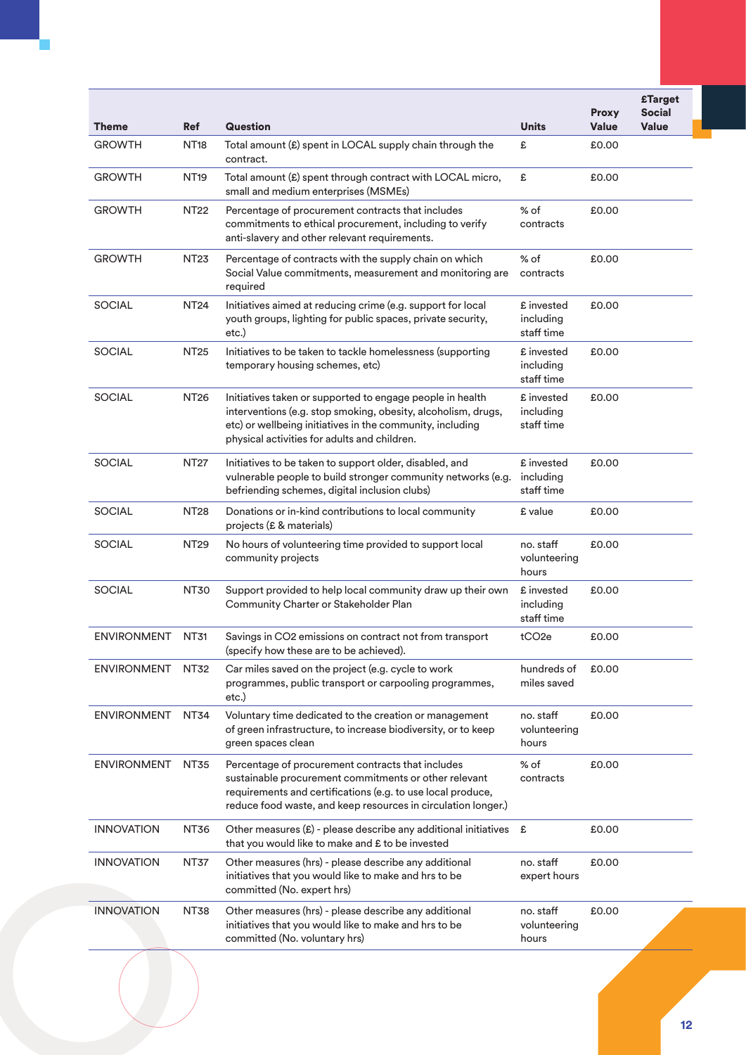| Theme | Ref | Question | Units | Proxy Value | £Target Social Value |
|---|---|---|---|---|---|
| GROWTH | NT18 | Total amount (£) spent in LOCAL supply chain through the contract. | £ | £0.00 | |
| GROWTH | NT19 | Total amount (£) spent through contract with LOCAL micro, small and medium enterprises (MSMEs) | £ | £0.00 | |
| GROWTH | NT22 | Percentage of procurement contracts that includes commitments to ethical procurement, including to verify anti-slavery and other relevant requirements. | % of contracts | £0.00 | |
| GROWTH | NT23 | Percentage of contracts with the supply chain on which Social Value commitments, measurement and monitoring are required | % of contracts | £0.00 | |
| SOCIAL | NT24 | Initiatives aimed at reducing crime (e.g. support for local youth groups, lighting for public spaces, private security, etc.) | £ invested including staff time | £0.00 | |
| SOCIAL | NT25 | Initiatives to be taken to tackle homelessness (supporting temporary housing schemes, etc) | £ invested including staff time | £0.00 | |
| SOCIAL | NT26 | Initiatives taken or supported to engage people in health interventions (e.g. stop smoking, obesity, alcoholism, drugs, etc) or wellbeing initiatives in the community, including physical activities for adults and children. | £ invested including staff time | £0.00 | |
| SOCIAL | NT27 | Initiatives to be taken to support older, disabled, and vulnerable people to build stronger community networks (e.g. befriending schemes, digital inclusion clubs) | £ invested including staff time | £0.00 | |
| SOCIAL | NT28 | Donations or in-kind contributions to local community projects (£ & materials) | £ value | £0.00 | |
| SOCIAL | NT29 | No hours of volunteering time provided to support local community projects | no. staff volunteering hours | £0.00 | |
| SOCIAL | NT30 | Support provided to help local community draw up their own Community Charter or Stakeholder Plan | £ invested including staff time | £0.00 | |
| ENVIRONMENT | NT31 | Savings in CO2 emissions on contract not from transport (specify how these are to be achieved). | tCO2e | £0.00 | |
| ENVIRONMENT | NT32 | Car miles saved on the project (e.g. cycle to work programmes, public transport or carpooling programmes, etc.) | hundreds of miles saved | £0.00 | |
| ENVIRONMENT | NT34 | Voluntary time dedicated to the creation or management of green infrastructure, to increase biodiversity, or to keep green spaces clean | no. staff volunteering hours | £0.00 | |
| ENVIRONMENT | NT35 | Percentage of procurement contracts that includes sustainable procurement commitments or other relevant requirements and certifications (e.g. to use local produce, reduce food waste, and keep resources in circulation longer.) | % of contracts | £0.00 | |
| INNOVATION | NT36 | Other measures (£) - please describe any additional initiatives that you would like to make and £ to be invested | £ | £0.00 | |
| INNOVATION | NT37 | Other measures (hrs) - please describe any additional initiatives that you would like to make and hrs to be committed (No. expert hrs) | no. staff expert hours | £0.00 | |
| INNOVATION | NT38 | Other measures (hrs) - please describe any additional initiatives that you would like to make and hrs to be committed (No. voluntary hrs) | no. staff volunteering hours | £0.00 | |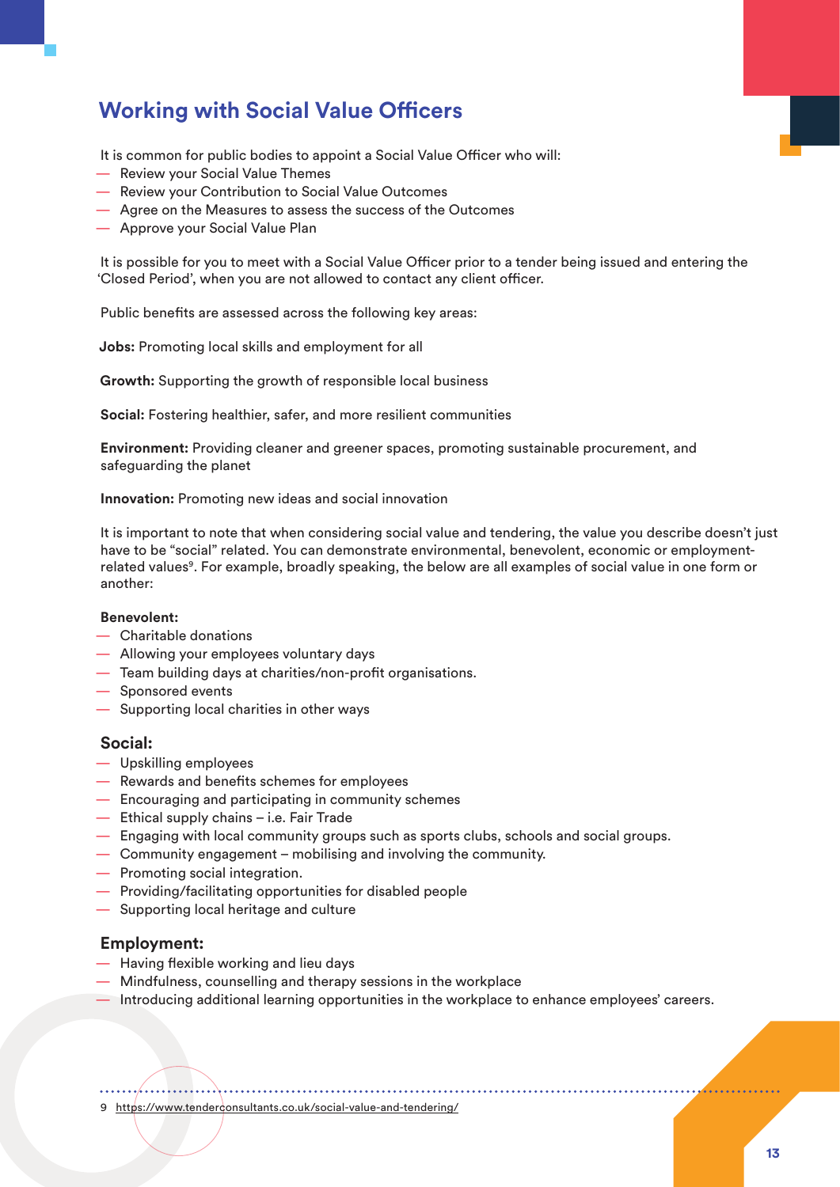## Working with Social Value Officers

It is common for public bodies to appoint a Social Value Officer who will:

- Review your Social Value Themes
- Review your Contribution to Social Value Outcomes
- Agree on the Measures to assess the success of the Outcomes
- Approve your Social Value Plan

It is possible for you to meet with a Social Value Officer prior to a tender being issued and entering the 'Closed Period', when you are not allowed to contact any client officer.

Public benefits are assessed across the following key areas:

**Jobs:** Promoting local skills and employment for all

**Growth:** Supporting the growth of responsible local business

**Social:** Fostering healthier, safer, and more resilient communities

**Environment:** Providing cleaner and greener spaces, promoting sustainable procurement, and safeguarding the planet

**Innovation:** Promoting new ideas and social innovation

It is important to note that when considering social value and tendering, the value you describe doesn't just have to be "social" related. You can demonstrate environmental, benevolent, economic or employment-related values[9]. For example, broadly speaking, the below are all examples of social value in one form or another:

**Benevolent:**

- Charitable donations
- Allowing your employees voluntary days
- Team building days at charities/non-profit organisations.
- Sponsored events
- Supporting local charities in other ways

### Social:

- Upskilling employees
- Rewards and benefits schemes for employees
- Encouraging and participating in community schemes
- Ethical supply chains – i.e. Fair Trade
- Engaging with local community groups such as sports clubs, schools and social groups.
- Community engagement – mobilising and involving the community.
- Promoting social integration.
- Providing/facilitating opportunities for disabled people
- Supporting local heritage and culture

### Employment:

- Having flexible working and lieu days
- Mindfulness, counselling and therapy sessions in the workplace
- Introducing additional learning opportunities in the workplace to enhance employees' careers.

---

9 https://www.tenderconsultants.co.uk/social-value-and-tendering/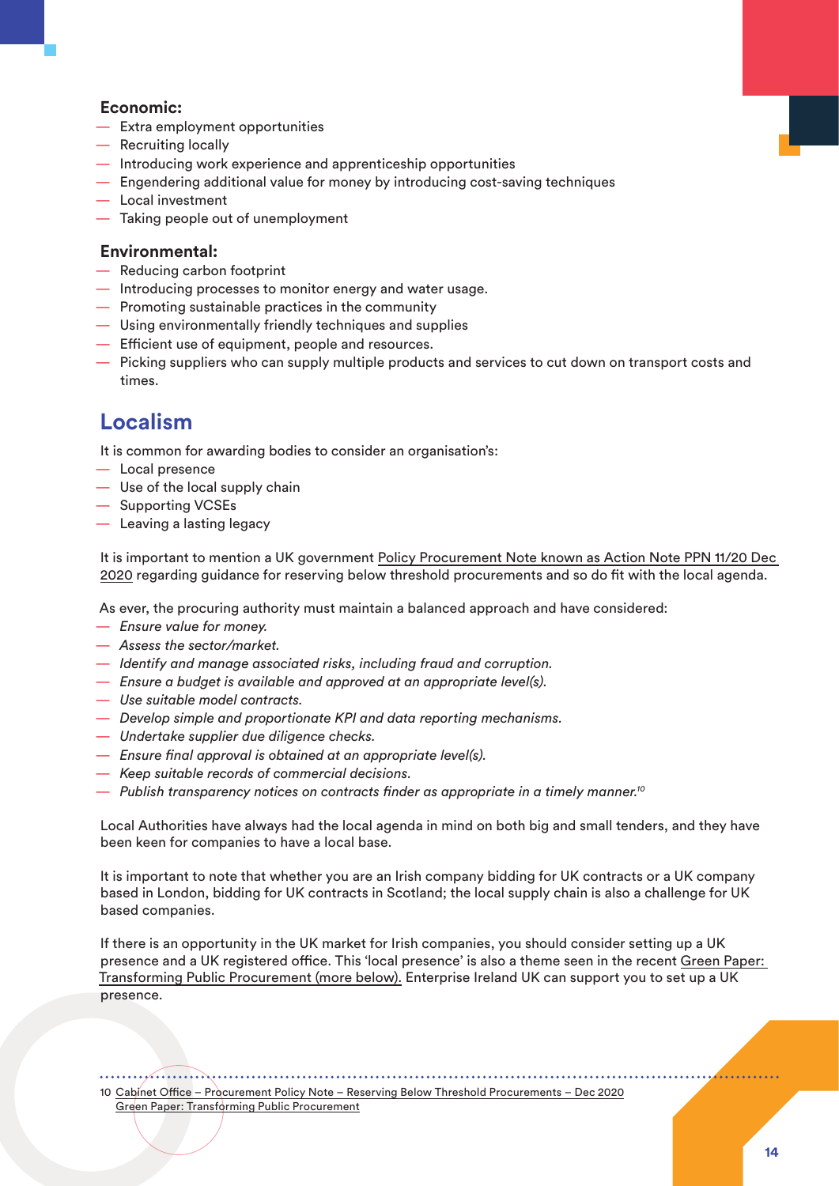**Economic:**

- Extra employment opportunities
- Recruiting locally
- Introducing work experience and apprenticeship opportunities
- Engendering additional value for money by introducing cost-saving techniques
- Local investment
- Taking people out of unemployment

**Environmental:**

- Reducing carbon footprint
- Introducing processes to monitor energy and water usage.
- Promoting sustainable practices in the community
- Using environmentally friendly techniques and supplies
- Efficient use of equipment, people and resources.
- Picking suppliers who can supply multiple products and services to cut down on transport costs and times.

## Localism

It is common for awarding bodies to consider an organisation's:

- Local presence
- Use of the local supply chain
- Supporting VCSEs
- Leaving a lasting legacy

It is important to mention a UK government Policy Procurement Note known as Action Note PPN 11/20 Dec 2020 regarding guidance for reserving below threshold procurements and so do fit with the local agenda.

As ever, the procuring authority must maintain a balanced approach and have considered:

- *Ensure value for money.*
- *Assess the sector/market.*
- *Identify and manage associated risks, including fraud and corruption.*
- *Ensure a budget is available and approved at an appropriate level(s).*
- *Use suitable model contracts.*
- *Develop simple and proportionate KPI and data reporting mechanisms.*
- *Undertake supplier due diligence checks.*
- *Ensure final approval is obtained at an appropriate level(s).*
- *Keep suitable records of commercial decisions.*
- *Publish transparency notices on contracts finder as appropriate in a timely manner.*[10]

Local Authorities have always had the local agenda in mind on both big and small tenders, and they have been keen for companies to have a local base.

It is important to note that whether you are an Irish company bidding for UK contracts or a UK company based in London, bidding for UK contracts in Scotland; the local supply chain is also a challenge for UK based companies.

If there is an opportunity in the UK market for Irish companies, you should consider setting up a UK presence and a UK registered office. This 'local presence' is also a theme seen in the recent Green Paper: Transforming Public Procurement (more below). Enterprise Ireland UK can support you to set up a UK presence.

10 Cabinet Office – Procurement Policy Note – Reserving Below Threshold Procurements – Dec 2020
Green Paper: Transforming Public Procurement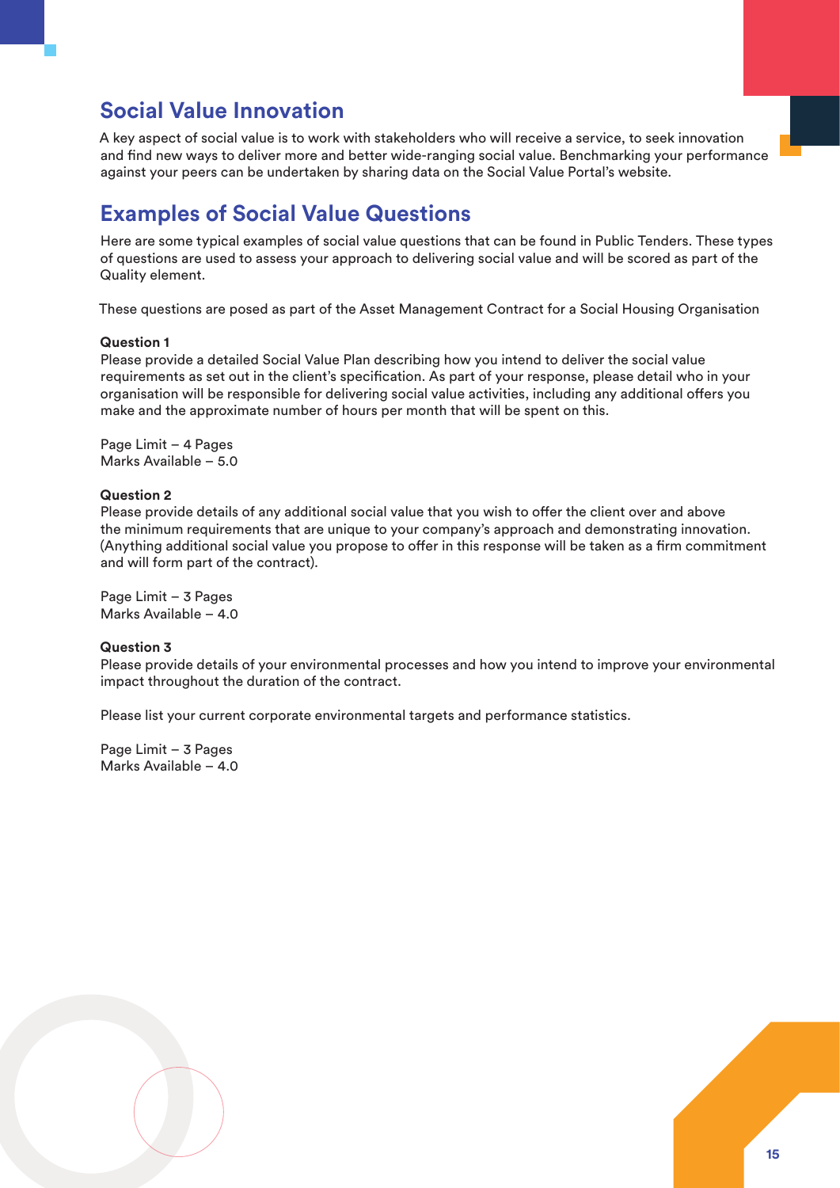## Social Value Innovation

A key aspect of social value is to work with stakeholders who will receive a service, to seek innovation and find new ways to deliver more and better wide-ranging social value. Benchmarking your performance against your peers can be undertaken by sharing data on the Social Value Portal's website.

## Examples of Social Value Questions

Here are some typical examples of social value questions that can be found in Public Tenders. These types of questions are used to assess your approach to delivering social value and will be scored as part of the Quality element.

These questions are posed as part of the Asset Management Contract for a Social Housing Organisation

**Question 1**
Please provide a detailed Social Value Plan describing how you intend to deliver the social value requirements as set out in the client's specification. As part of your response, please detail who in your organisation will be responsible for delivering social value activities, including any additional offers you make and the approximate number of hours per month that will be spent on this.

Page Limit – 4 Pages
Marks Available – 5.0

**Question 2**
Please provide details of any additional social value that you wish to offer the client over and above the minimum requirements that are unique to your company's approach and demonstrating innovation. (Anything additional social value you propose to offer in this response will be taken as a firm commitment and will form part of the contract).

Page Limit – 3 Pages
Marks Available – 4.0

**Question 3**
Please provide details of your environmental processes and how you intend to improve your environmental impact throughout the duration of the contract.

Please list your current corporate environmental targets and performance statistics.

Page Limit – 3 Pages
Marks Available – 4.0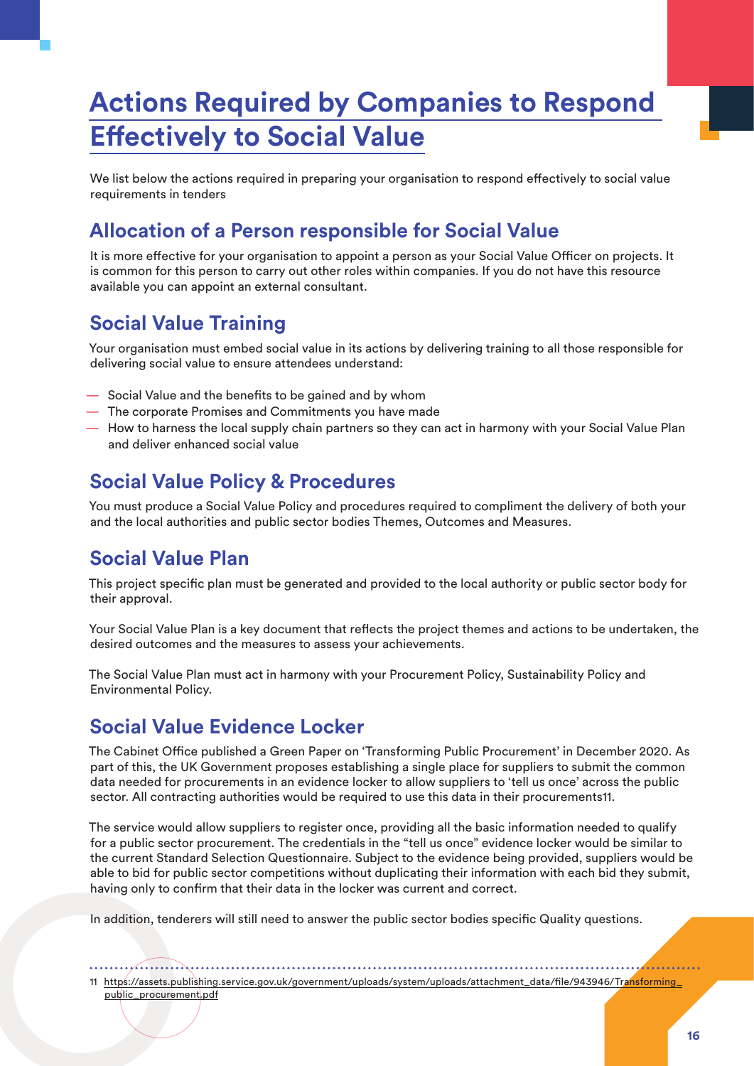# Actions Required by Companies to Respond Effectively to Social Value

We list below the actions required in preparing your organisation to respond effectively to social value requirements in tenders

## Allocation of a Person responsible for Social Value

It is more effective for your organisation to appoint a person as your Social Value Officer on projects. It is common for this person to carry out other roles within companies. If you do not have this resource available you can appoint an external consultant.

## Social Value Training

Your organisation must embed social value in its actions by delivering training to all those responsible for delivering social value to ensure attendees understand:

- Social Value and the benefits to be gained and by whom
- The corporate Promises and Commitments you have made
- How to harness the local supply chain partners so they can act in harmony with your Social Value Plan and deliver enhanced social value

## Social Value Policy & Procedures

You must produce a Social Value Policy and procedures required to compliment the delivery of both your and the local authorities and public sector bodies Themes, Outcomes and Measures.

## Social Value Plan

This project specific plan must be generated and provided to the local authority or public sector body for their approval.

Your Social Value Plan is a key document that reflects the project themes and actions to be undertaken, the desired outcomes and the measures to assess your achievements.

The Social Value Plan must act in harmony with your Procurement Policy, Sustainability Policy and Environmental Policy.

## Social Value Evidence Locker

The Cabinet Office published a Green Paper on 'Transforming Public Procurement' in December 2020. As part of this, the UK Government proposes establishing a single place for suppliers to submit the common data needed for procurements in an evidence locker to allow suppliers to 'tell us once' across the public sector. All contracting authorities would be required to use this data in their procurements[11].

The service would allow suppliers to register once, providing all the basic information needed to qualify for a public sector procurement. The credentials in the "tell us once" evidence locker would be similar to the current Standard Selection Questionnaire. Subject to the evidence being provided, suppliers would be able to bid for public sector competitions without duplicating their information with each bid they submit, having only to confirm that their data in the locker was current and correct.

In addition, tenderers will still need to answer the public sector bodies specific Quality questions.

---

11 https://assets.publishing.service.gov.uk/government/uploads/system/uploads/attachment_data/file/943946/Transforming_public_procurement.pdf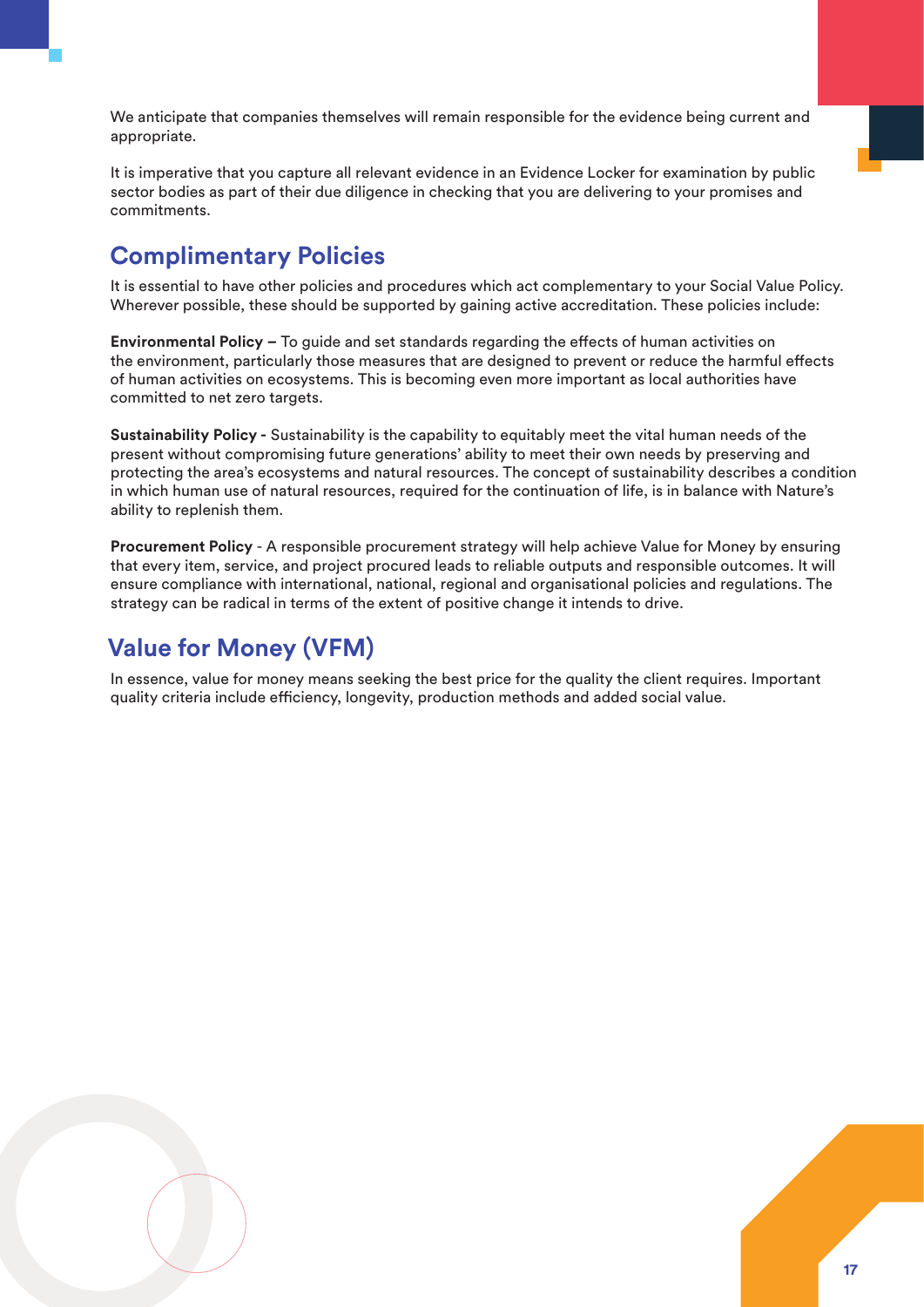We anticipate that companies themselves will remain responsible for the evidence being current and appropriate.

It is imperative that you capture all relevant evidence in an Evidence Locker for examination by public sector bodies as part of their due diligence in checking that you are delivering to your promises and commitments.

## Complimentary Policies

It is essential to have other policies and procedures which act complementary to your Social Value Policy. Wherever possible, these should be supported by gaining active accreditation. These policies include:

**Environmental Policy –** To guide and set standards regarding the effects of human activities on the environment, particularly those measures that are designed to prevent or reduce the harmful effects of human activities on ecosystems. This is becoming even more important as local authorities have committed to net zero targets.

**Sustainability Policy -** Sustainability is the capability to equitably meet the vital human needs of the present without compromising future generations' ability to meet their own needs by preserving and protecting the area's ecosystems and natural resources. The concept of sustainability describes a condition in which human use of natural resources, required for the continuation of life, is in balance with Nature's ability to replenish them.

**Procurement Policy** - A responsible procurement strategy will help achieve Value for Money by ensuring that every item, service, and project procured leads to reliable outputs and responsible outcomes. It will ensure compliance with international, national, regional and organisational policies and regulations. The strategy can be radical in terms of the extent of positive change it intends to drive.

## Value for Money (VFM)

In essence, value for money means seeking the best price for the quality the client requires. Important quality criteria include efficiency, longevity, production methods and added social value.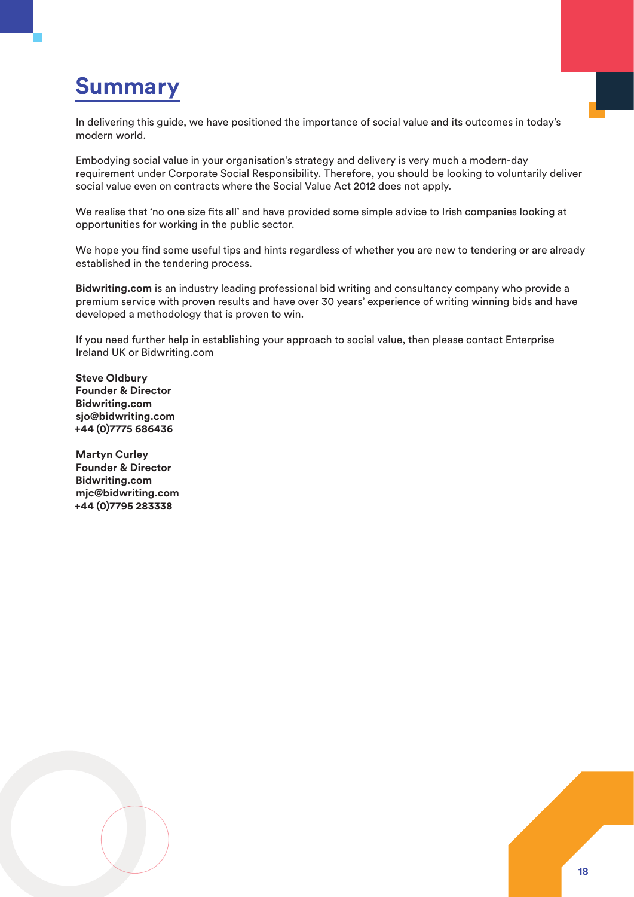# Summary

In delivering this guide, we have positioned the importance of social value and its outcomes in today's modern world.

Embodying social value in your organisation's strategy and delivery is very much a modern-day requirement under Corporate Social Responsibility. Therefore, you should be looking to voluntarily deliver social value even on contracts where the Social Value Act 2012 does not apply.

We realise that 'no one size fits all' and have provided some simple advice to Irish companies looking at opportunities for working in the public sector.

We hope you find some useful tips and hints regardless of whether you are new to tendering or are already established in the tendering process.

**Bidwriting.com** is an industry leading professional bid writing and consultancy company who provide a premium service with proven results and have over 30 years' experience of writing winning bids and have developed a methodology that is proven to win.

If you need further help in establishing your approach to social value, then please contact Enterprise Ireland UK or Bidwriting.com

**Steve Oldbury**
**Founder & Director**
**Bidwriting.com**
**sjo@bidwriting.com**
**+44 (0)7775 686436**

**Martyn Curley**
**Founder & Director**
**Bidwriting.com**
**mjc@bidwriting.com**
**+44 (0)7795 283338**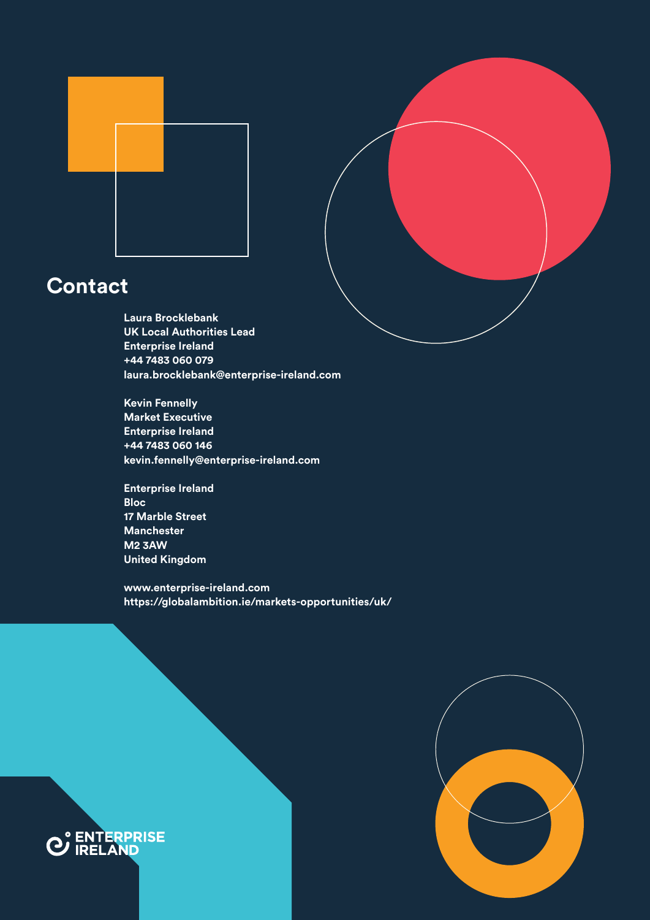# Contact

**Laura Brocklebank**
**UK Local Authorities Lead**
**Enterprise Ireland**
**+44 7483 060 079**
**laura.brocklebank@enterprise-ireland.com**

**Kevin Fennelly**
**Market Executive**
**Enterprise Ireland**
**+44 7483 060 146**
**kevin.fennelly@enterprise-ireland.com**

**Enterprise Ireland**
**Bloc**
**17 Marble Street**
**Manchester**
**M2 3AW**
**United Kingdom**

**www.enterprise-ireland.com**
**https://globalambition.ie/markets-opportunities/uk/**

ENTERPRISE IRELAND